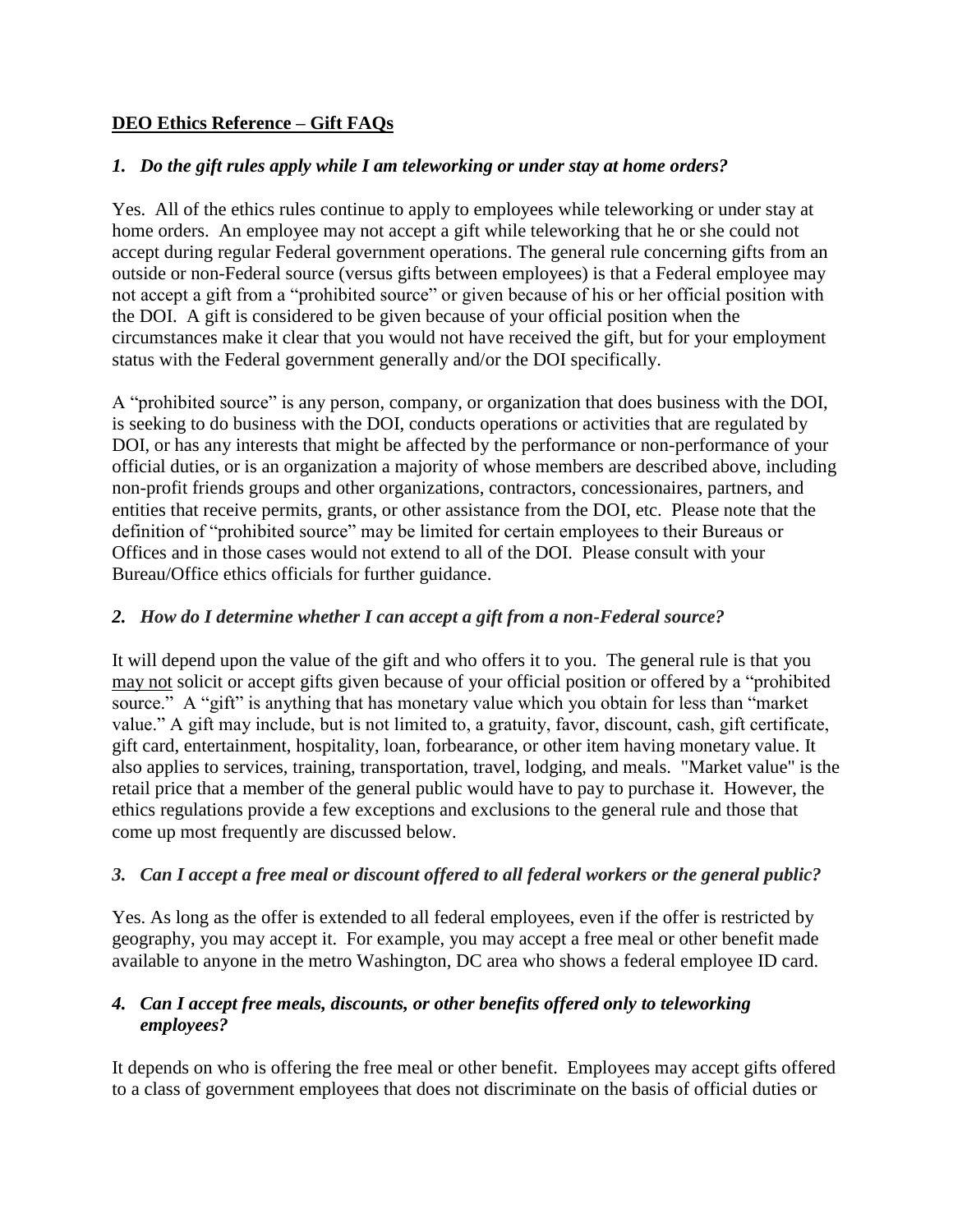# **DEO Ethics Reference – Gift FAQs**

### *1. Do the gift rules apply while I am teleworking or under stay at home orders?*

Yes. All of the ethics rules continue to apply to employees while teleworking or under stay at home orders. An employee may not accept a gift while teleworking that he or she could not accept during regular Federal government operations. The general rule concerning gifts from an outside or non-Federal source (versus gifts between employees) is that a Federal employee may not accept a gift from a "prohibited source" or given because of his or her official position with the DOI. A gift is considered to be given because of your official position when the circumstances make it clear that you would not have received the gift, but for your employment status with the Federal government generally and/or the DOI specifically.

A "prohibited source" is any person, company, or organization that does business with the DOI, is seeking to do business with the DOI, conducts operations or activities that are regulated by DOI, or has any interests that might be affected by the performance or non-performance of your official duties, or is an organization a majority of whose members are described above, including non-profit friends groups and other organizations, contractors, concessionaires, partners, and entities that receive permits, grants, or other assistance from the DOI, etc. Please note that the definition of "prohibited source" may be limited for certain employees to their Bureaus or Offices and in those cases would not extend to all of the DOI. Please consult with your Bureau/Office ethics officials for further guidance.

### *2. How do I determine whether I can accept a gift from a non-Federal source?*

It will depend upon the value of the gift and who offers it to you. The general rule is that you may not solicit or accept gifts given because of your official position or offered by a "prohibited source." A "gift" is anything that has monetary value which you obtain for less than "market value." A gift may include, but is not limited to, a gratuity, favor, discount, cash, gift certificate, gift card, entertainment, hospitality, loan, forbearance, or other item having monetary value. It also applies to services, training, transportation, travel, lodging, and meals. "Market value" is the retail price that a member of the general public would have to pay to purchase it. However, the ethics regulations provide a few exceptions and exclusions to the general rule and those that come up most frequently are discussed below.

### *3. Can I accept a free meal or discount offered to all federal workers or the general public?*

Yes. As long as the offer is extended to all federal employees, even if the offer is restricted by geography, you may accept it. For example, you may accept a free meal or other benefit made available to anyone in the metro Washington, DC area who shows a federal employee ID card.

### *4. Can I accept free meals, discounts, or other benefits offered only to teleworking employees?*

It depends on who is offering the free meal or other benefit. Employees may accept gifts offered to a class of government employees that does not discriminate on the basis of official duties or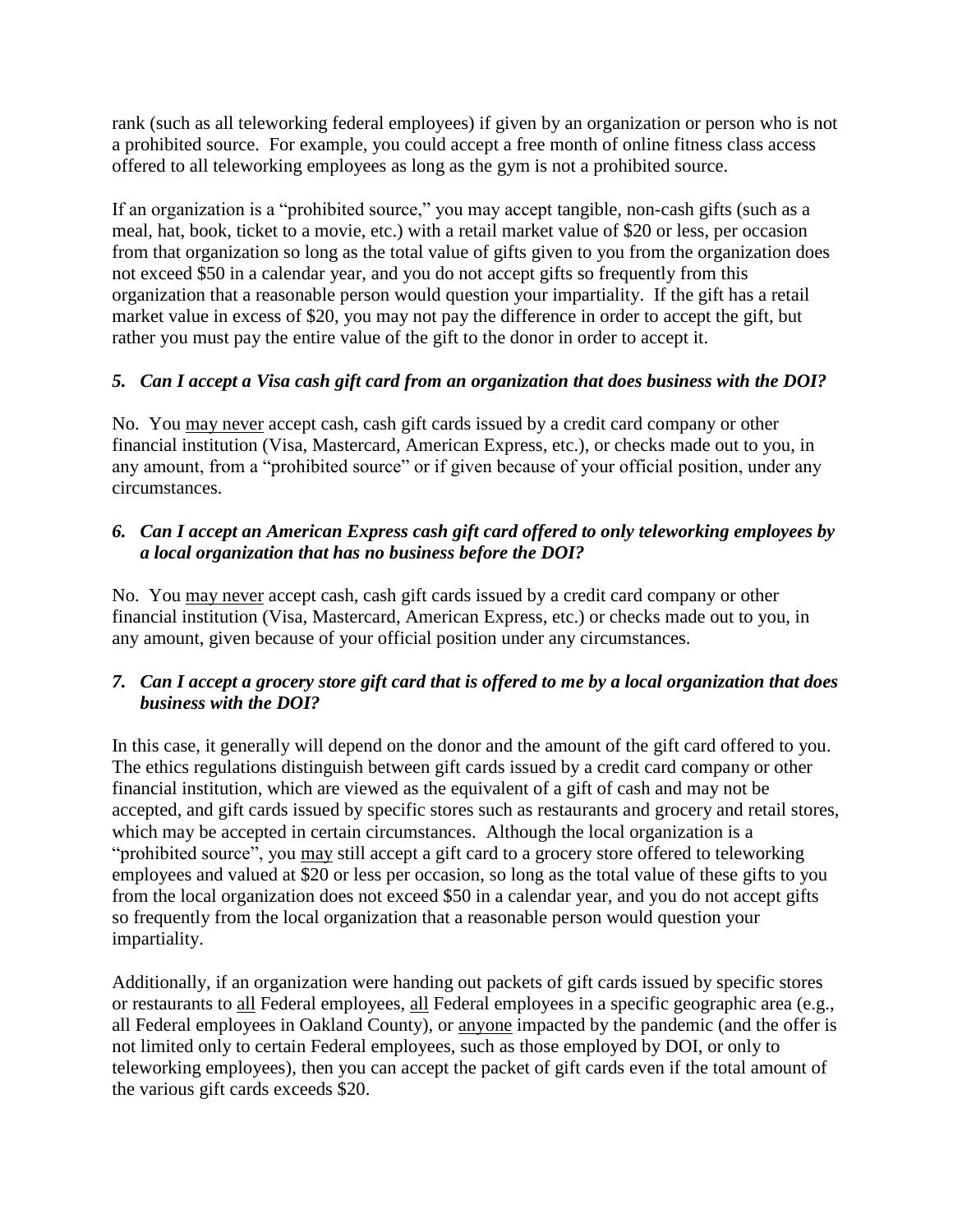rank (such as all teleworking federal employees) if given by an organization or person who is not a prohibited source. For example, you could accept a free month of online fitness class access offered to all teleworking employees as long as the gym is not a prohibited source.

If an organization is a "prohibited source," you may accept tangible, non-cash gifts (such as a meal, hat, book, ticket to a movie, etc.) with a retail market value of $20 or less, per occasion from that organization so long as the total value of gifts given to you from the organization does not exceed $50 in a calendar year, and you do not accept gifts so frequently from this organization that a reasonable person would question your impartiality. If the gift has a retail market value in excess of $20, you may not pay the difference in order to accept the gift, but rather you must pay the entire value of the gift to the donor in order to accept it.

### *5. Can I accept a Visa cash gift card from an organization that does business with the DOI?*

No. You <u>may never</u> accept cash, cash gift cards issued by a credit card company or other financial institution (Visa, Mastercard, American Express, etc.), or checks made out to you, in any amount, from a "prohibited source" or if given because of your official position, under any circumstances.

### *6. Can I accept an American Express cash gift card offered to only teleworking employees by a local organization that has no business before the DOI?*

No. You <u>may never</u> accept cash, cash gift cards issued by a credit card company or other financial institution (Visa, Mastercard, American Express, etc.) or checks made out to you, in any amount, given because of your official position under any circumstances.

### *7. Can I accept a grocery store gift card that is offered to me by a local organization that does business with the DOI?*

In this case, it generally will depend on the donor and the amount of the gift card offered to you. The ethics regulations distinguish between gift cards issued by a credit card company or other financial institution, which are viewed as the equivalent of a gift of cash and may not be accepted, and gift cards issued by specific stores such as restaurants and grocery and retail stores, which may be accepted in certain circumstances. Although the local organization is a "prohibited source", you <u>may</u> still accept a gift card to a grocery store offered to teleworking employees and valued at $20 or less per occasion, so long as the total value of these gifts to you from the local organization does not exceed $50 in a calendar year, and you do not accept gifts so frequently from the local organization that a reasonable person would question your impartiality.

Additionally, if an organization were handing out packets of gift cards issued by specific stores or restaurants to <u>all</u> Federal employees, <u>all</u> Federal employees in a specific geographic area (e.g., all Federal employees in Oakland County), or <u>anyone</u> impacted by the pandemic (and the offer is not limited only to certain Federal employees, such as those employed by DOI, or only to teleworking employees), then you can accept the packet of gift cards even if the total amount of the various gift cards exceeds $20.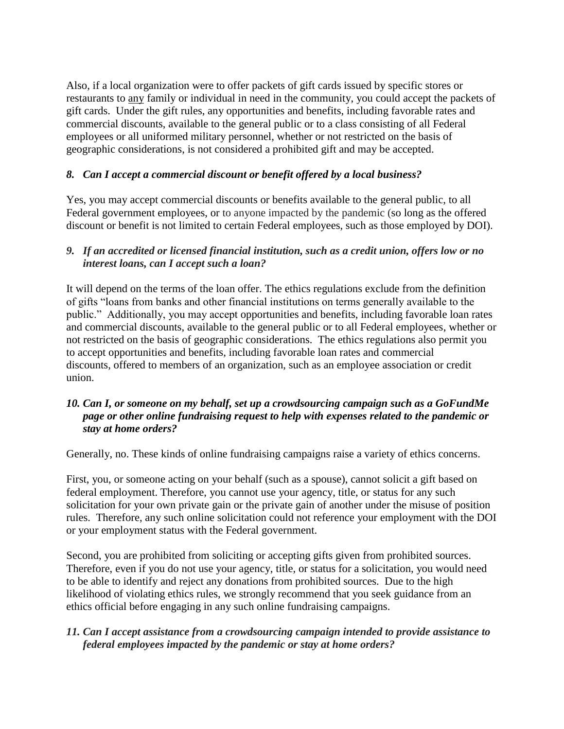Also, if a local organization were to offer packets of gift cards issued by specific stores or restaurants to any family or individual in need in the community, you could accept the packets of gift cards. Under the gift rules, any opportunities and benefits, including favorable rates and commercial discounts, available to the general public or to a class consisting of all Federal employees or all uniformed military personnel, whether or not restricted on the basis of geographic considerations, is not considered a prohibited gift and may be accepted.

***8. Can I accept a commercial discount or benefit offered by a local business?***

Yes, you may accept commercial discounts or benefits available to the general public, to all Federal government employees, or to anyone impacted by the pandemic (so long as the offered discount or benefit is not limited to certain Federal employees, such as those employed by DOI).

***9. If an accredited or licensed financial institution, such as a credit union, offers low or no interest loans, can I accept such a loan?***

It will depend on the terms of the loan offer. The ethics regulations exclude from the definition of gifts "loans from banks and other financial institutions on terms generally available to the public." Additionally, you may accept opportunities and benefits, including favorable loan rates and commercial discounts, available to the general public or to all Federal employees, whether or not restricted on the basis of geographic considerations. The ethics regulations also permit you to accept opportunities and benefits, including favorable loan rates and commercial discounts, offered to members of an organization, such as an employee association or credit union.

***10. Can I, or someone on my behalf, set up a crowdsourcing campaign such as a GoFundMe page or other online fundraising request to help with expenses related to the pandemic or stay at home orders?***

Generally, no. These kinds of online fundraising campaigns raise a variety of ethics concerns.

First, you, or someone acting on your behalf (such as a spouse), cannot solicit a gift based on federal employment. Therefore, you cannot use your agency, title, or status for any such solicitation for your own private gain or the private gain of another under the misuse of position rules. Therefore, any such online solicitation could not reference your employment with the DOI or your employment status with the Federal government.

Second, you are prohibited from soliciting or accepting gifts given from prohibited sources. Therefore, even if you do not use your agency, title, or status for a solicitation, you would need to be able to identify and reject any donations from prohibited sources. Due to the high likelihood of violating ethics rules, we strongly recommend that you seek guidance from an ethics official before engaging in any such online fundraising campaigns.

***11. Can I accept assistance from a crowdsourcing campaign intended to provide assistance to federal employees impacted by the pandemic or stay at home orders?***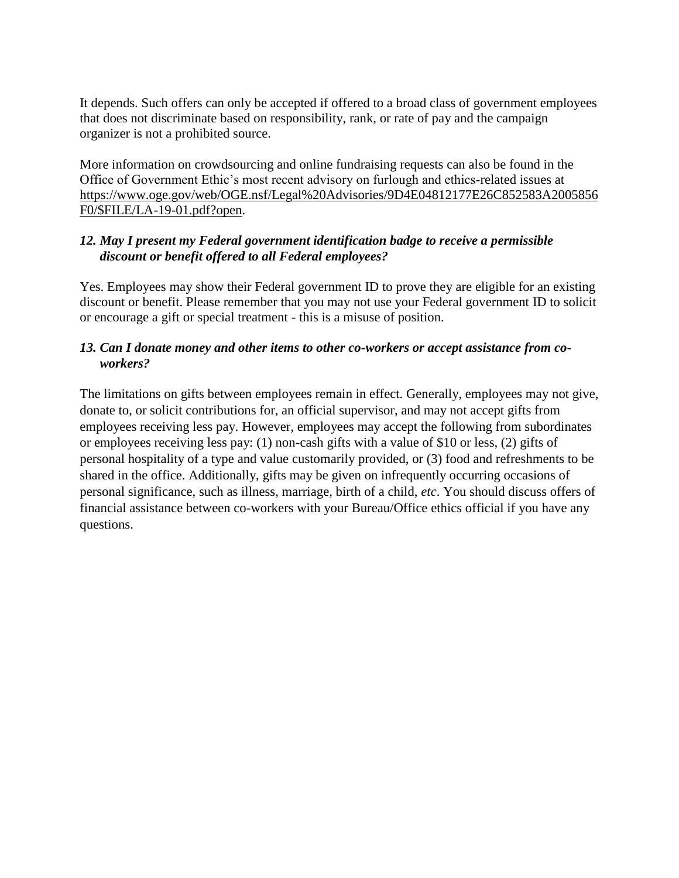It depends. Such offers can only be accepted if offered to a broad class of government employees that does not discriminate based on responsibility, rank, or rate of pay and the campaign organizer is not a prohibited source.

More information on crowdsourcing and online fundraising requests can also be found in the Office of Government Ethic's most recent advisory on furlough and ethics-related issues at https://www.oge.gov/web/OGE.nsf/Legal%20Advisories/9D4E04812177E26C852583A2005856F0/$FILE/LA-19-01.pdf?open.

### *12. May I present my Federal government identification badge to receive a permissible discount or benefit offered to all Federal employees?*

Yes. Employees may show their Federal government ID to prove they are eligible for an existing discount or benefit. Please remember that you may not use your Federal government ID to solicit or encourage a gift or special treatment - this is a misuse of position.

### *13. Can I donate money and other items to other co-workers or accept assistance from co-workers?*

The limitations on gifts between employees remain in effect. Generally, employees may not give, donate to, or solicit contributions for, an official supervisor, and may not accept gifts from employees receiving less pay. However, employees may accept the following from subordinates or employees receiving less pay: (1) non-cash gifts with a value of $10 or less, (2) gifts of personal hospitality of a type and value customarily provided, or (3) food and refreshments to be shared in the office. Additionally, gifts may be given on infrequently occurring occasions of personal significance, such as illness, marriage, birth of a child, *etc*. You should discuss offers of financial assistance between co-workers with your Bureau/Office ethics official if you have any questions.